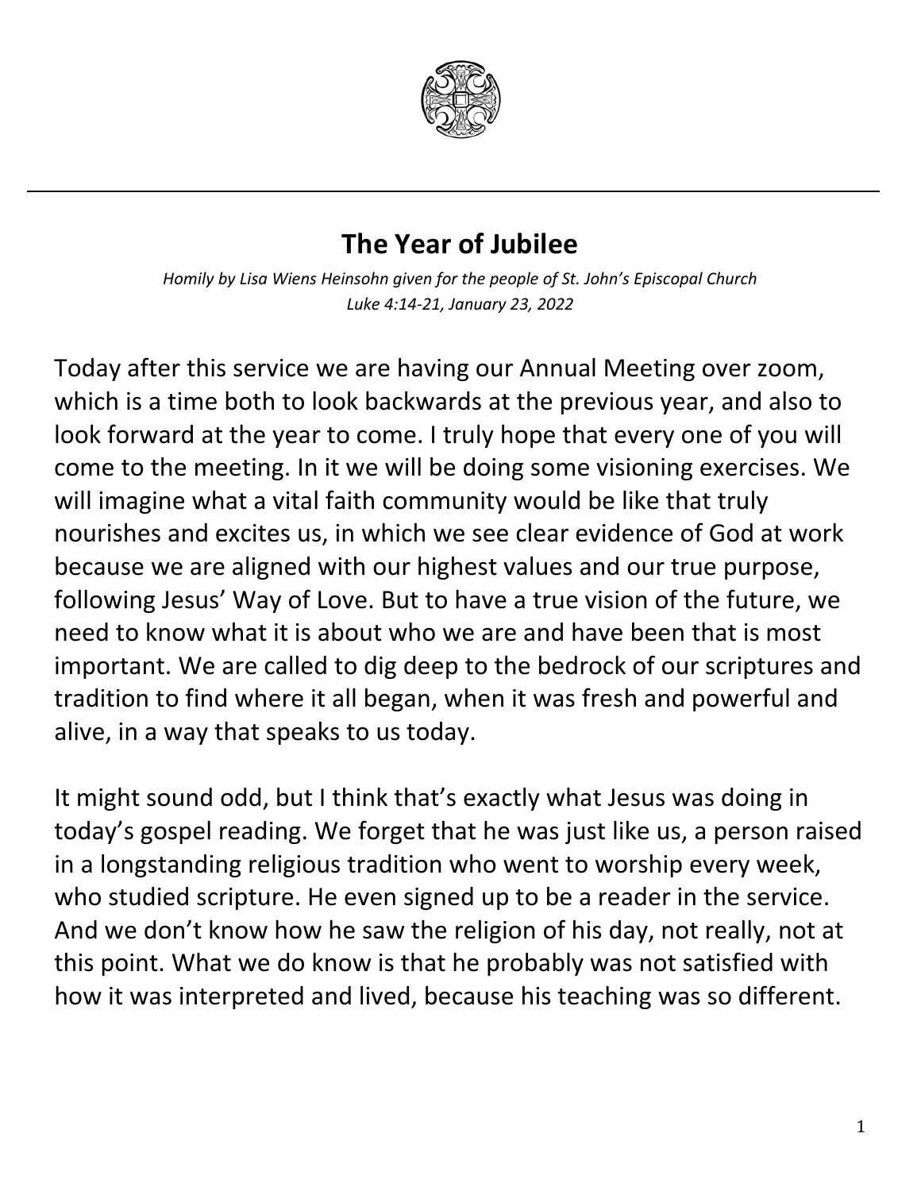# The Year of Jubilee

*Homily by Lisa Wiens Heinsohn given for the people of St. John's Episcopal Church*
*Luke 4:14-21, January 23, 2022*

Today after this service we are having our Annual Meeting over zoom, which is a time both to look backwards at the previous year, and also to look forward at the year to come. I truly hope that every one of you will come to the meeting. In it we will be doing some visioning exercises. We will imagine what a vital faith community would be like that truly nourishes and excites us, in which we see clear evidence of God at work because we are aligned with our highest values and our true purpose, following Jesus' Way of Love. But to have a true vision of the future, we need to know what it is about who we are and have been that is most important. We are called to dig deep to the bedrock of our scriptures and tradition to find where it all began, when it was fresh and powerful and alive, in a way that speaks to us today.

It might sound odd, but I think that's exactly what Jesus was doing in today's gospel reading. We forget that he was just like us, a person raised in a longstanding religious tradition who went to worship every week, who studied scripture. He even signed up to be a reader in the service. And we don't know how he saw the religion of his day, not really, not at this point. What we do know is that he probably was not satisfied with how it was interpreted and lived, because his teaching was so different.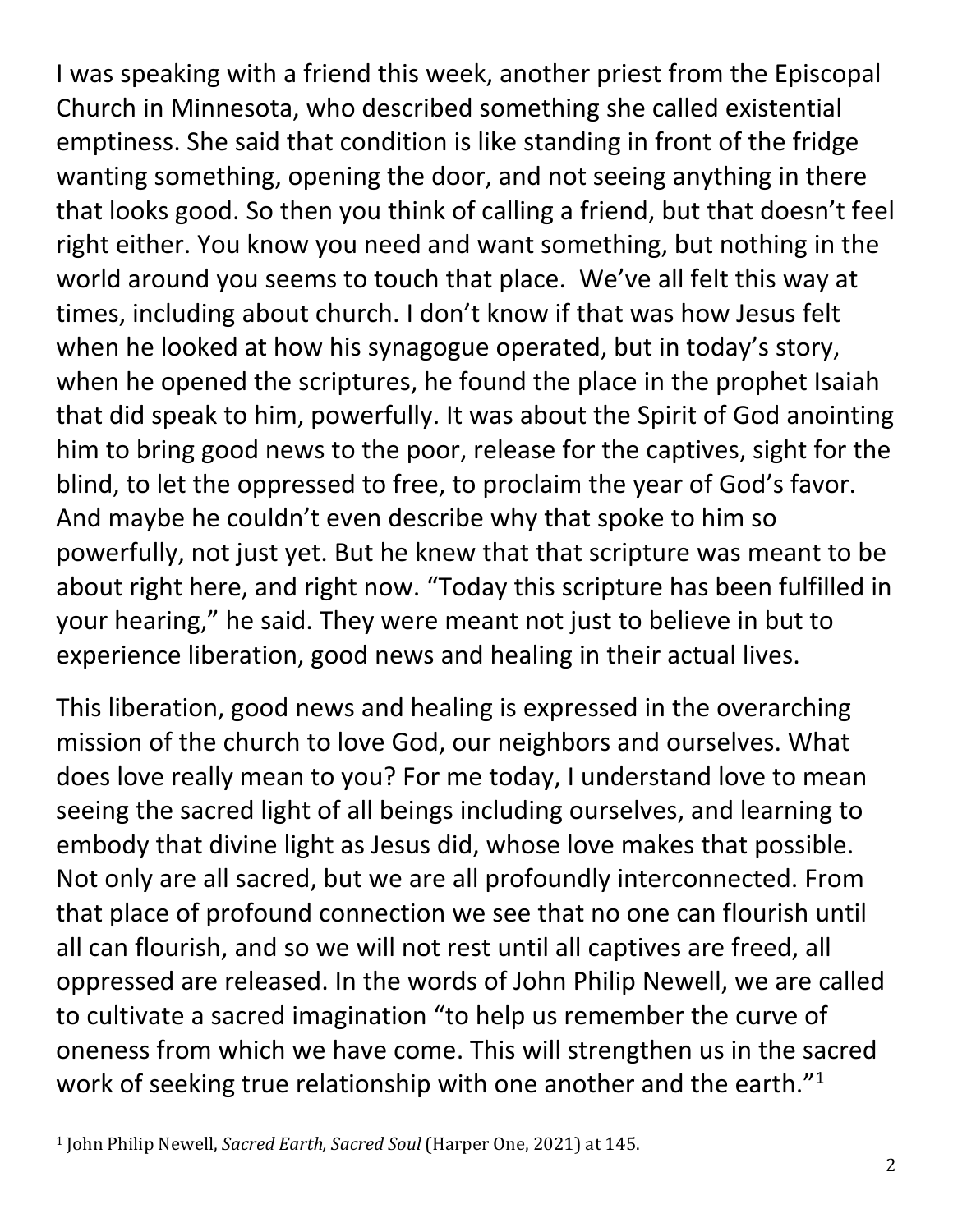I was speaking with a friend this week, another priest from the Episcopal Church in Minnesota, who described something she called existential emptiness. She said that condition is like standing in front of the fridge wanting something, opening the door, and not seeing anything in there that looks good. So then you think of calling a friend, but that doesn't feel right either. You know you need and want something, but nothing in the world around you seems to touch that place. We've all felt this way at times, including about church. I don't know if that was how Jesus felt when he looked at how his synagogue operated, but in today's story, when he opened the scriptures, he found the place in the prophet Isaiah that did speak to him, powerfully. It was about the Spirit of God anointing him to bring good news to the poor, release for the captives, sight for the blind, to let the oppressed to free, to proclaim the year of God's favor. And maybe he couldn't even describe why that spoke to him so powerfully, not just yet. But he knew that that scripture was meant to be about right here, and right now. "Today this scripture has been fulfilled in your hearing," he said. They were meant not just to believe in but to experience liberation, good news and healing in their actual lives.

This liberation, good news and healing is expressed in the overarching mission of the church to love God, our neighbors and ourselves. What does love really mean to you? For me today, I understand love to mean seeing the sacred light of all beings including ourselves, and learning to embody that divine light as Jesus did, whose love makes that possible. Not only are all sacred, but we are all profoundly interconnected. From that place of profound connection we see that no one can flourish until all can flourish, and so we will not rest until all captives are freed, all oppressed are released. In the words of John Philip Newell, we are called to cultivate a sacred imagination "to help us remember the curve of oneness from which we have come. This will strengthen us in the sacred work of seeking true relationship with one another and the earth."[1]

[1] John Philip Newell, *Sacred Earth, Sacred Soul* (Harper One, 2021) at 145.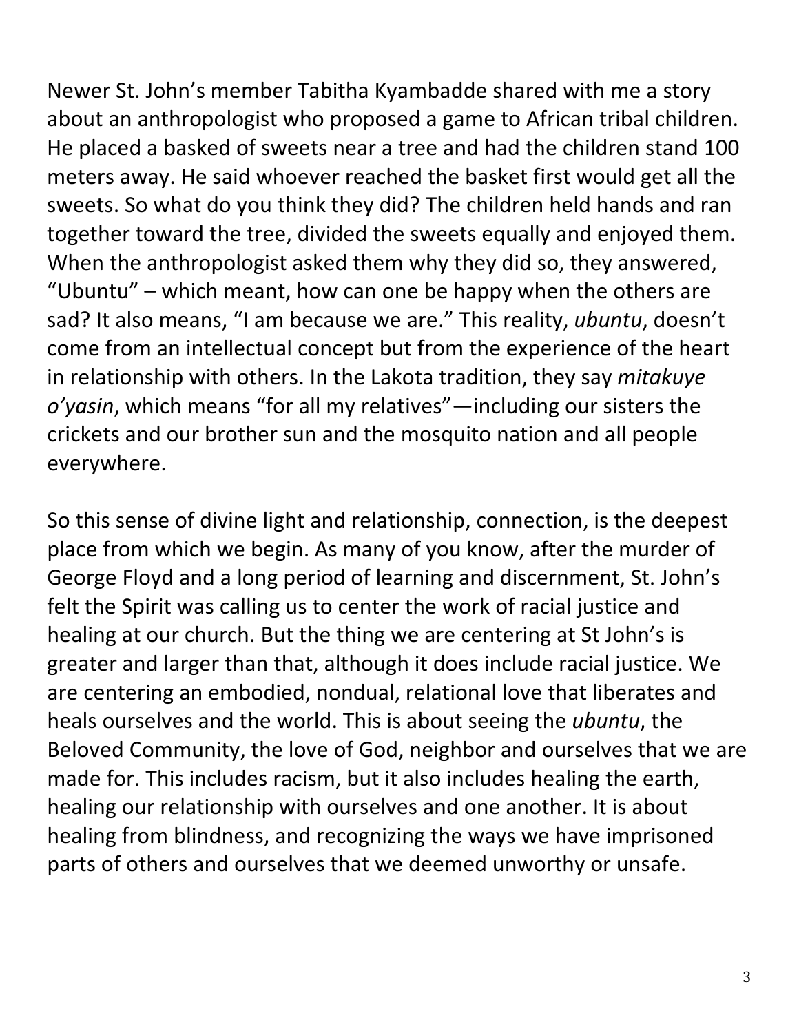Newer St. John's member Tabitha Kyambadde shared with me a story about an anthropologist who proposed a game to African tribal children. He placed a basked of sweets near a tree and had the children stand 100 meters away. He said whoever reached the basket first would get all the sweets. So what do you think they did? The children held hands and ran together toward the tree, divided the sweets equally and enjoyed them. When the anthropologist asked them why they did so, they answered, "Ubuntu" – which meant, how can one be happy when the others are sad? It also means, "I am because we are." This reality, *ubuntu*, doesn't come from an intellectual concept but from the experience of the heart in relationship with others. In the Lakota tradition, they say *mitakuye o'yasin*, which means "for all my relatives"—including our sisters the crickets and our brother sun and the mosquito nation and all people everywhere.

So this sense of divine light and relationship, connection, is the deepest place from which we begin. As many of you know, after the murder of George Floyd and a long period of learning and discernment, St. John's felt the Spirit was calling us to center the work of racial justice and healing at our church. But the thing we are centering at St John's is greater and larger than that, although it does include racial justice. We are centering an embodied, nondual, relational love that liberates and heals ourselves and the world. This is about seeing the *ubuntu*, the Beloved Community, the love of God, neighbor and ourselves that we are made for. This includes racism, but it also includes healing the earth, healing our relationship with ourselves and one another. It is about healing from blindness, and recognizing the ways we have imprisoned parts of others and ourselves that we deemed unworthy or unsafe.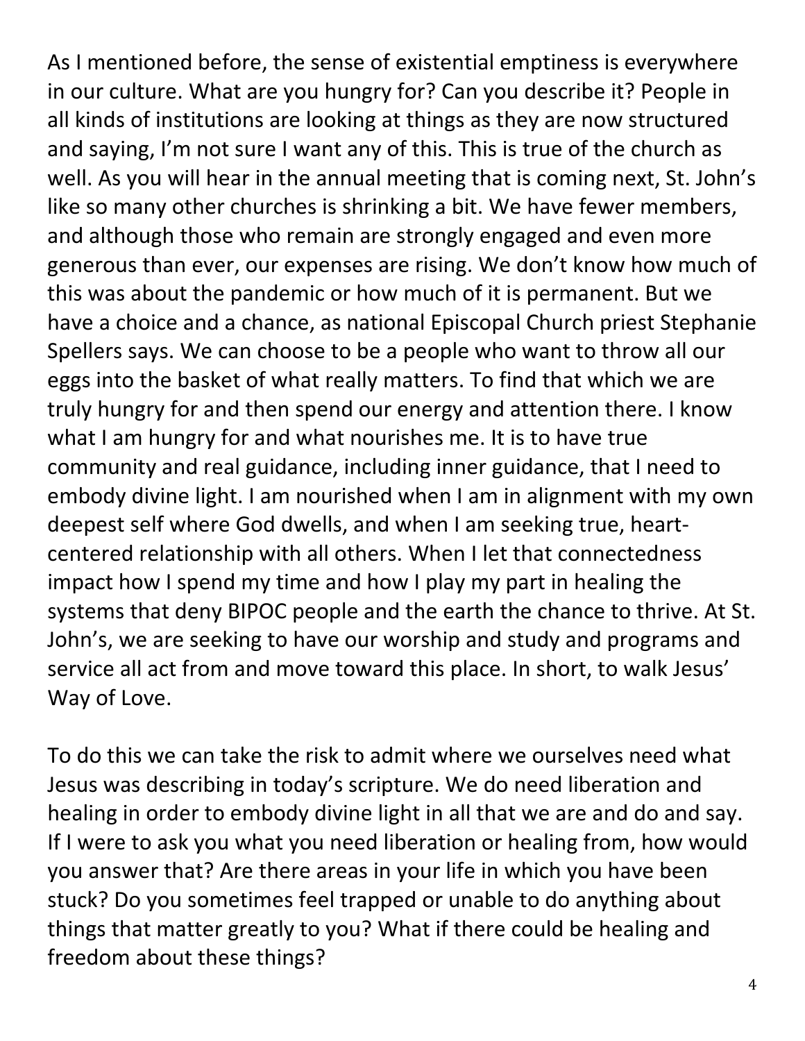As I mentioned before, the sense of existential emptiness is everywhere in our culture. What are you hungry for? Can you describe it? People in all kinds of institutions are looking at things as they are now structured and saying, I'm not sure I want any of this. This is true of the church as well. As you will hear in the annual meeting that is coming next, St. John's like so many other churches is shrinking a bit. We have fewer members, and although those who remain are strongly engaged and even more generous than ever, our expenses are rising. We don't know how much of this was about the pandemic or how much of it is permanent. But we have a choice and a chance, as national Episcopal Church priest Stephanie Spellers says. We can choose to be a people who want to throw all our eggs into the basket of what really matters. To find that which we are truly hungry for and then spend our energy and attention there. I know what I am hungry for and what nourishes me. It is to have true community and real guidance, including inner guidance, that I need to embody divine light. I am nourished when I am in alignment with my own deepest self where God dwells, and when I am seeking true, heart-centered relationship with all others. When I let that connectedness impact how I spend my time and how I play my part in healing the systems that deny BIPOC people and the earth the chance to thrive. At St. John's, we are seeking to have our worship and study and programs and service all act from and move toward this place. In short, to walk Jesus' Way of Love.

To do this we can take the risk to admit where we ourselves need what Jesus was describing in today's scripture. We do need liberation and healing in order to embody divine light in all that we are and do and say. If I were to ask you what you need liberation or healing from, how would you answer that? Are there areas in your life in which you have been stuck? Do you sometimes feel trapped or unable to do anything about things that matter greatly to you? What if there could be healing and freedom about these things?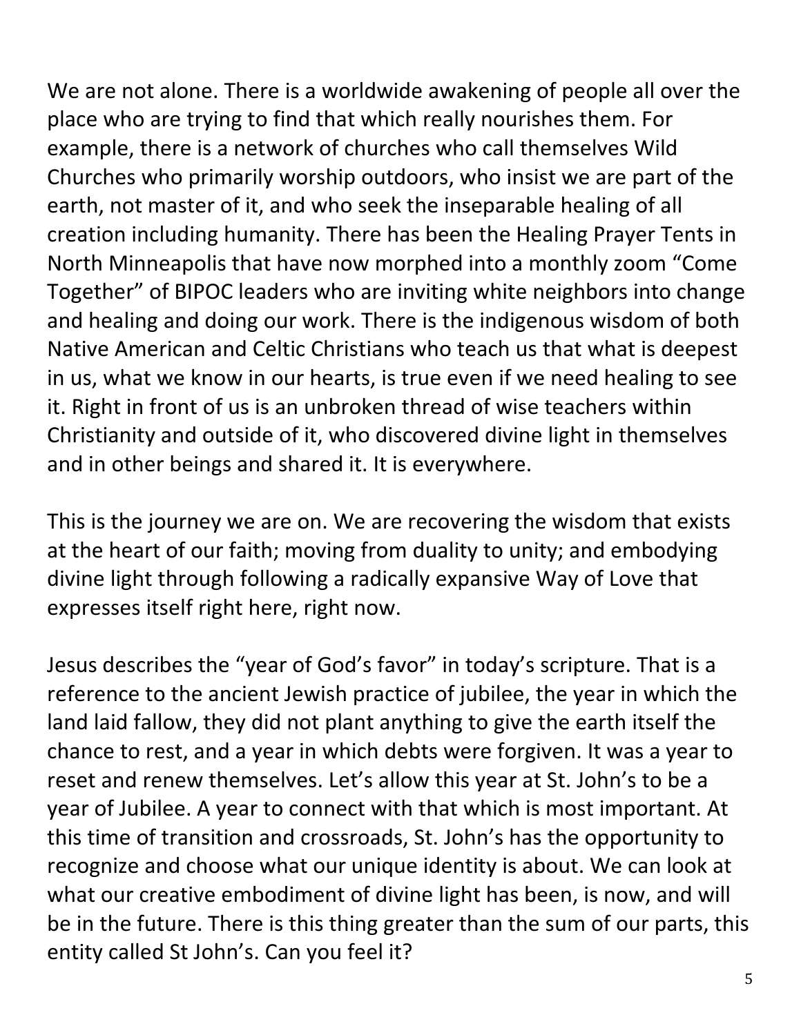We are not alone. There is a worldwide awakening of people all over the place who are trying to find that which really nourishes them. For example, there is a network of churches who call themselves Wild Churches who primarily worship outdoors, who insist we are part of the earth, not master of it, and who seek the inseparable healing of all creation including humanity. There has been the Healing Prayer Tents in North Minneapolis that have now morphed into a monthly zoom "Come Together" of BIPOC leaders who are inviting white neighbors into change and healing and doing our work. There is the indigenous wisdom of both Native American and Celtic Christians who teach us that what is deepest in us, what we know in our hearts, is true even if we need healing to see it. Right in front of us is an unbroken thread of wise teachers within Christianity and outside of it, who discovered divine light in themselves and in other beings and shared it. It is everywhere.

This is the journey we are on. We are recovering the wisdom that exists at the heart of our faith; moving from duality to unity; and embodying divine light through following a radically expansive Way of Love that expresses itself right here, right now.

Jesus describes the "year of God's favor" in today's scripture. That is a reference to the ancient Jewish practice of jubilee, the year in which the land laid fallow, they did not plant anything to give the earth itself the chance to rest, and a year in which debts were forgiven. It was a year to reset and renew themselves. Let's allow this year at St. John's to be a year of Jubilee. A year to connect with that which is most important. At this time of transition and crossroads, St. John's has the opportunity to recognize and choose what our unique identity is about. We can look at what our creative embodiment of divine light has been, is now, and will be in the future. There is this thing greater than the sum of our parts, this entity called St John's. Can you feel it?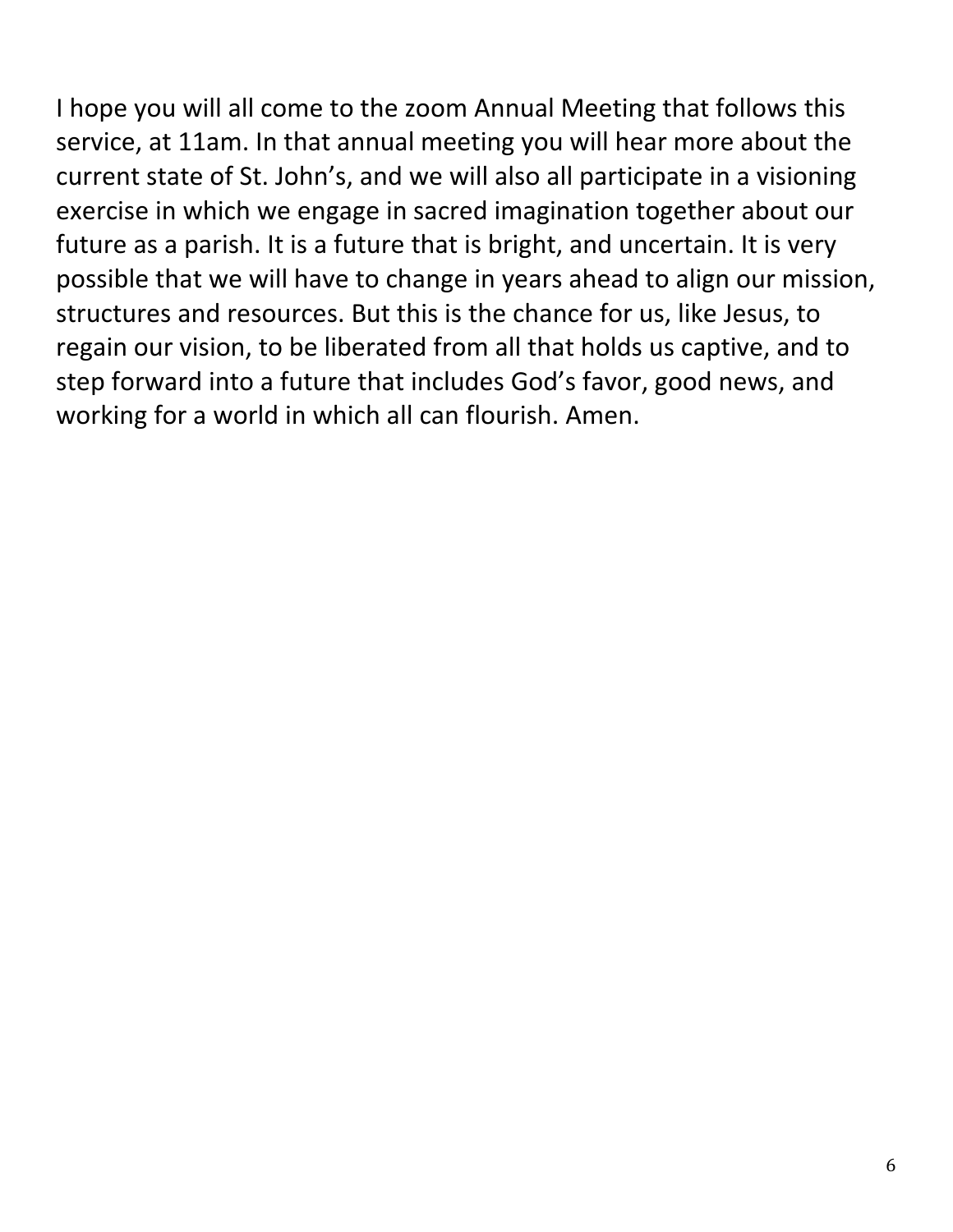I hope you will all come to the zoom Annual Meeting that follows this service, at 11am. In that annual meeting you will hear more about the current state of St. John's, and we will also all participate in a visioning exercise in which we engage in sacred imagination together about our future as a parish. It is a future that is bright, and uncertain. It is very possible that we will have to change in years ahead to align our mission, structures and resources. But this is the chance for us, like Jesus, to regain our vision, to be liberated from all that holds us captive, and to step forward into a future that includes God's favor, good news, and working for a world in which all can flourish. Amen.